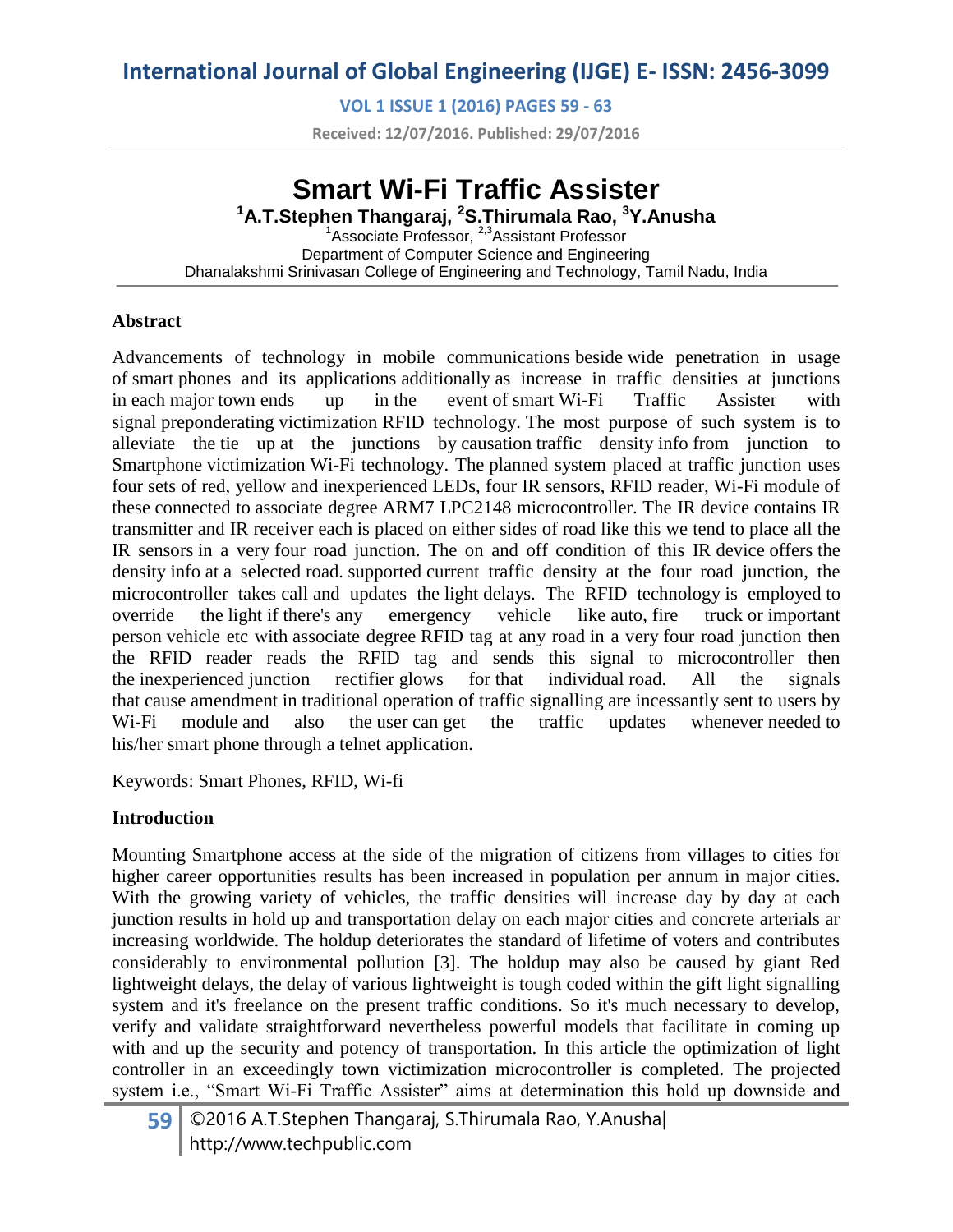# Smart Wi-Fi Traffic Assister

**[1]A.T.Stephen Thangaraj, [2]S.Thirumala Rao, [3]Y.Anusha**

[1]Associate Professor, [2,3]Assistant Professor
Department of Computer Science and Engineering
Dhanalakshmi Srinivasan College of Engineering and Technology, Tamil Nadu, India

## Abstract

Advancements of technology in mobile communications beside wide penetration in usage of smart phones and its applications additionally as increase in traffic densities at junctions in each major town ends up in the event of smart Wi-Fi Traffic Assister with signal preponderating victimization RFID technology. The most purpose of such system is to alleviate the tie up at the junctions by causation traffic density info from junction to Smartphone victimization Wi-Fi technology. The planned system placed at traffic junction uses four sets of red, yellow and inexperienced LEDs, four IR sensors, RFID reader, Wi-Fi module of these connected to associate degree ARM7 LPC2148 microcontroller. The IR device contains IR transmitter and IR receiver each is placed on either sides of road like this we tend to place all the IR sensors in a very four road junction. The on and off condition of this IR device offers the density info at a selected road. supported current traffic density at the four road junction, the microcontroller takes call and updates the light delays. The RFID technology is employed to override the light if there's any emergency vehicle like auto, fire truck or important person vehicle etc with associate degree RFID tag at any road in a very four road junction then the RFID reader reads the RFID tag and sends this signal to microcontroller then the inexperienced junction rectifier glows for that individual road. All the signals that cause amendment in traditional operation of traffic signalling are incessantly sent to users by Wi-Fi module and also the user can get the traffic updates whenever needed to his/her smart phone through a telnet application.

Keywords: Smart Phones, RFID, Wi-fi

## Introduction

Mounting Smartphone access at the side of the migration of citizens from villages to cities for higher career opportunities results has been increased in population per annum in major cities. With the growing variety of vehicles, the traffic densities will increase day by day at each junction results in hold up and transportation delay on each major cities and concrete arterials ar increasing worldwide. The holdup deteriorates the standard of lifetime of voters and contributes considerably to environmental pollution [3]. The holdup may also be caused by giant Red lightweight delays, the delay of various lightweight is tough coded within the gift light signalling system and it's freelance on the present traffic conditions. So it's much necessary to develop, verify and validate straightforward nevertheless powerful models that facilitate in coming up with and up the security and potency of transportation. In this article the optimization of light controller in an exceedingly town victimization microcontroller is completed. The projected system i.e., "Smart Wi-Fi Traffic Assister" aims at determination this hold up downside and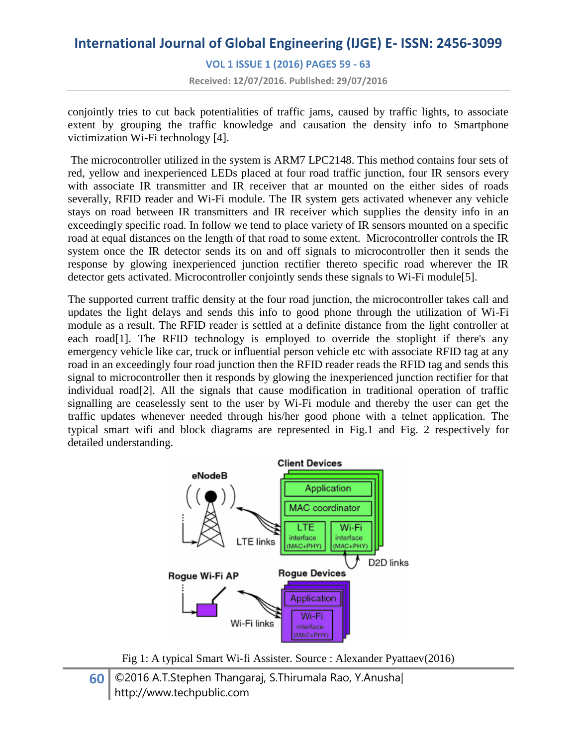conjointly tries to cut back potentialities of traffic jams, caused by traffic lights, to associate extent by grouping the traffic knowledge and causation the density info to Smartphone victimization Wi-Fi technology [4].

The microcontroller utilized in the system is ARM7 LPC2148. This method contains four sets of red, yellow and inexperienced LEDs placed at four road traffic junction, four IR sensors every with associate IR transmitter and IR receiver that ar mounted on the either sides of roads severally, RFID reader and Wi-Fi module. The IR system gets activated whenever any vehicle stays on road between IR transmitters and IR receiver which supplies the density info in an exceedingly specific road. In follow we tend to place variety of IR sensors mounted on a specific road at equal distances on the length of that road to some extent. Microcontroller controls the IR system once the IR detector sends its on and off signals to microcontroller then it sends the response by glowing inexperienced junction rectifier thereto specific road wherever the IR detector gets activated. Microcontroller conjointly sends these signals to Wi-Fi module[5].

The supported current traffic density at the four road junction, the microcontroller takes call and updates the light delays and sends this info to good phone through the utilization of Wi-Fi module as a result. The RFID reader is settled at a definite distance from the light controller at each road[1]. The RFID technology is employed to override the stoplight if there's any emergency vehicle like car, truck or influential person vehicle etc with associate RFID tag at any road in an exceedingly four road junction then the RFID reader reads the RFID tag and sends this signal to microcontroller then it responds by glowing the inexperienced junction rectifier for that individual road[2]. All the signals that cause modification in traditional operation of traffic signalling are ceaselessly sent to the user by Wi-Fi module and thereby the user can get the traffic updates whenever needed through his/her good phone with a telnet application. The typical smart wifi and block diagrams are represented in Fig.1 and Fig. 2 respectively for detailed understanding.

Fig 1: A typical Smart Wi-fi Assister. Source : Alexander Pyattaev(2016)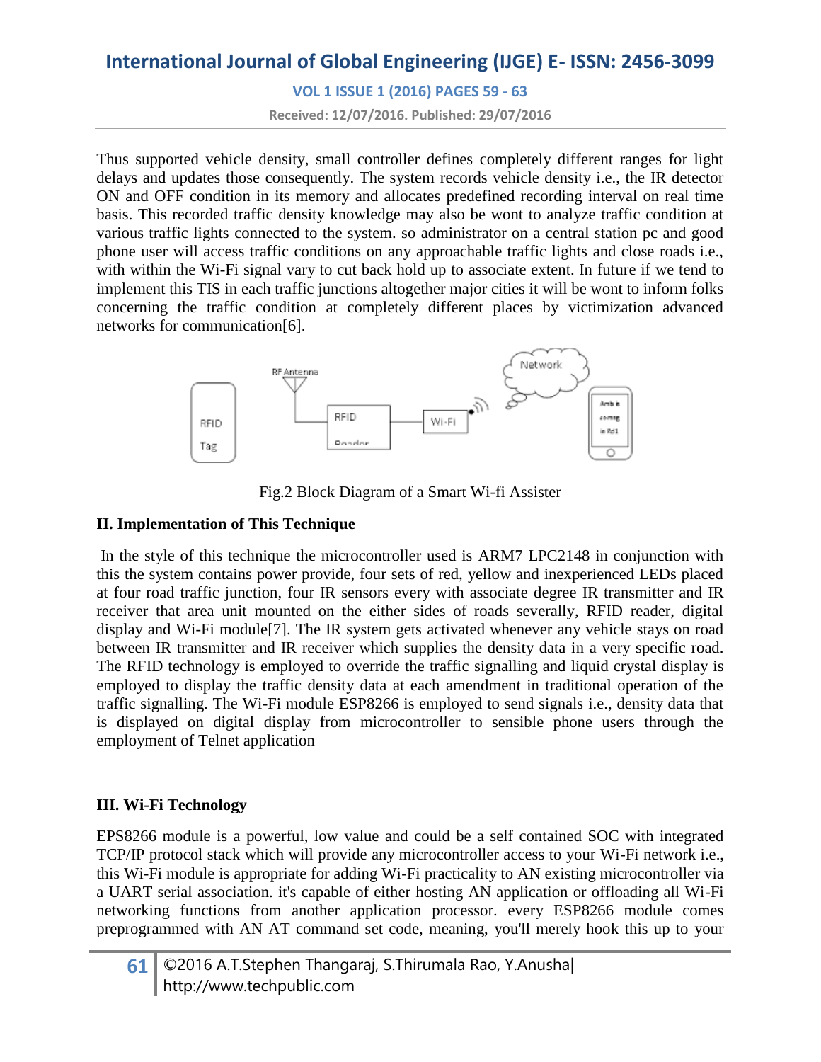Thus supported vehicle density, small controller defines completely different ranges for light delays and updates those consequently. The system records vehicle density i.e., the IR detector ON and OFF condition in its memory and allocates predefined recording interval on real time basis. This recorded traffic density knowledge may also be wont to analyze traffic condition at various traffic lights connected to the system. so administrator on a central station pc and good phone user will access traffic conditions on any approachable traffic lights and close roads i.e., with within the Wi-Fi signal vary to cut back hold up to associate extent. In future if we tend to implement this TIS in each traffic junctions altogether major cities it will be wont to inform folks concerning the traffic condition at completely different places by victimization advanced networks for communication[6].

Fig.2 Block Diagram of a Smart Wi-fi Assister

### II. Implementation of This Technique

In the style of this technique the microcontroller used is ARM7 LPC2148 in conjunction with this the system contains power provide, four sets of red, yellow and inexperienced LEDs placed at four road traffic junction, four IR sensors every with associate degree IR transmitter and IR receiver that area unit mounted on the either sides of roads severally, RFID reader, digital display and Wi-Fi module[7]. The IR system gets activated whenever any vehicle stays on road between IR transmitter and IR receiver which supplies the density data in a very specific road. The RFID technology is employed to override the traffic signalling and liquid crystal display is employed to display the traffic density data at each amendment in traditional operation of the traffic signalling. The Wi-Fi module ESP8266 is employed to send signals i.e., density data that is displayed on digital display from microcontroller to sensible phone users through the employment of Telnet application

### III. Wi-Fi Technology

EPS8266 module is a powerful, low value and could be a self contained SOC with integrated TCP/IP protocol stack which will provide any microcontroller access to your Wi-Fi network i.e., this Wi-Fi module is appropriate for adding Wi-Fi practicality to AN existing microcontroller via a UART serial association. it's capable of either hosting AN application or offloading all Wi-Fi networking functions from another application processor. every ESP8266 module comes preprogrammed with AN AT command set code, meaning, you'll merely hook this up to your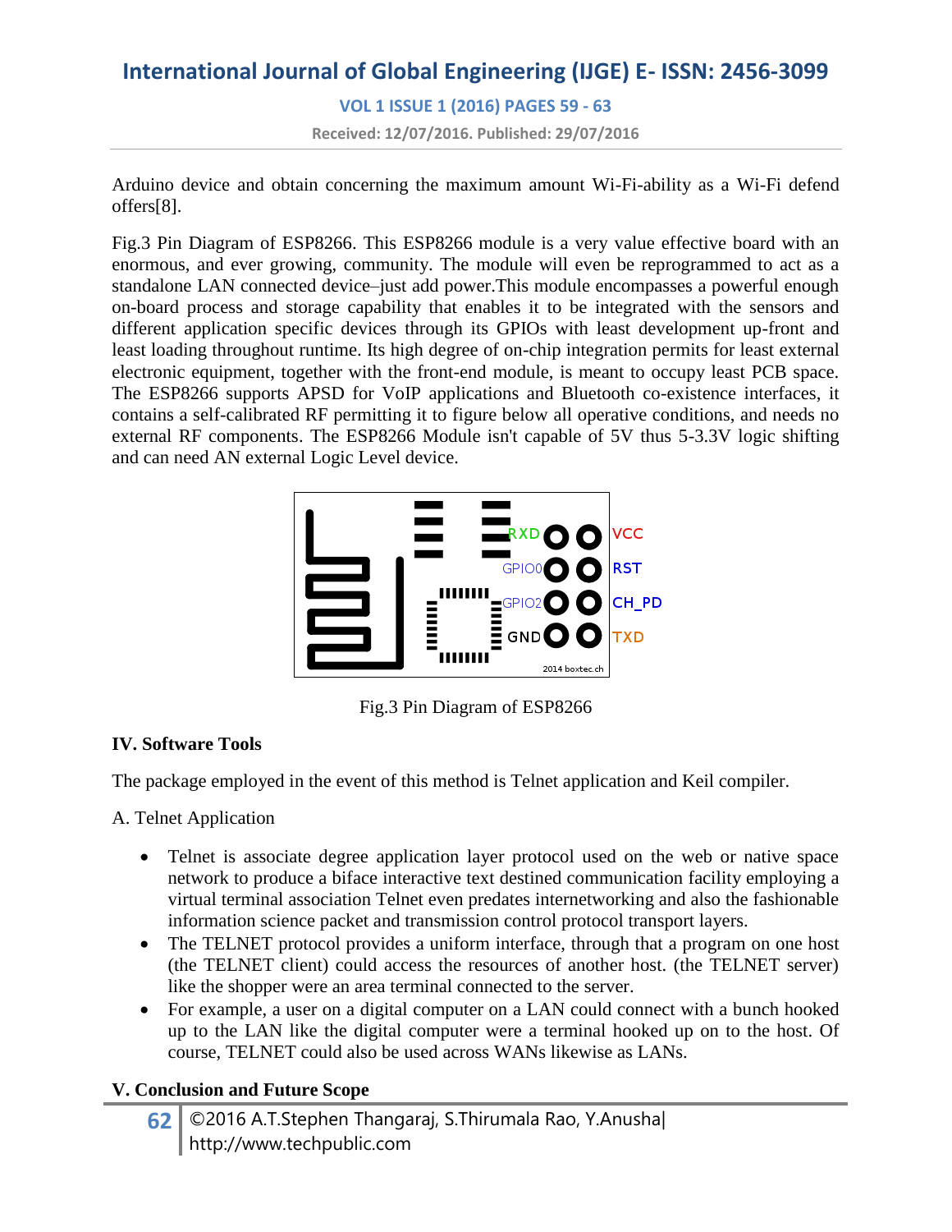Arduino device and obtain concerning the maximum amount Wi-Fi-ability as a Wi-Fi defend offers[8].

Fig.3 Pin Diagram of ESP8266. This ESP8266 module is a very value effective board with an enormous, and ever growing, community. The module will even be reprogrammed to act as a standalone LAN connected device–just add power.This module encompasses a powerful enough on-board process and storage capability that enables it to be integrated with the sensors and different application specific devices through its GPIOs with least development up-front and least loading throughout runtime. Its high degree of on-chip integration permits for least external electronic equipment, together with the front-end module, is meant to occupy least PCB space. The ESP8266 supports APSD for VoIP applications and Bluetooth co-existence interfaces, it contains a self-calibrated RF permitting it to figure below all operative conditions, and needs no external RF components. The ESP8266 Module isn't capable of 5V thus 5-3.3V logic shifting and can need AN external Logic Level device.

Fig.3 Pin Diagram of ESP8266

## IV. Software Tools

The package employed in the event of this method is Telnet application and Keil compiler.

A. Telnet Application

- Telnet is associate degree application layer protocol used on the web or native space network to produce a biface interactive text destined communication facility employing a virtual terminal association Telnet even predates internetworking and also the fashionable information science packet and transmission control protocol transport layers.
- The TELNET protocol provides a uniform interface, through that a program on one host (the TELNET client) could access the resources of another host. (the TELNET server) like the shopper were an area terminal connected to the server.
- For example, a user on a digital computer on a LAN could connect with a bunch hooked up to the LAN like the digital computer were a terminal hooked up on to the host. Of course, TELNET could also be used across WANs likewise as LANs.

## V. Conclusion and Future Scope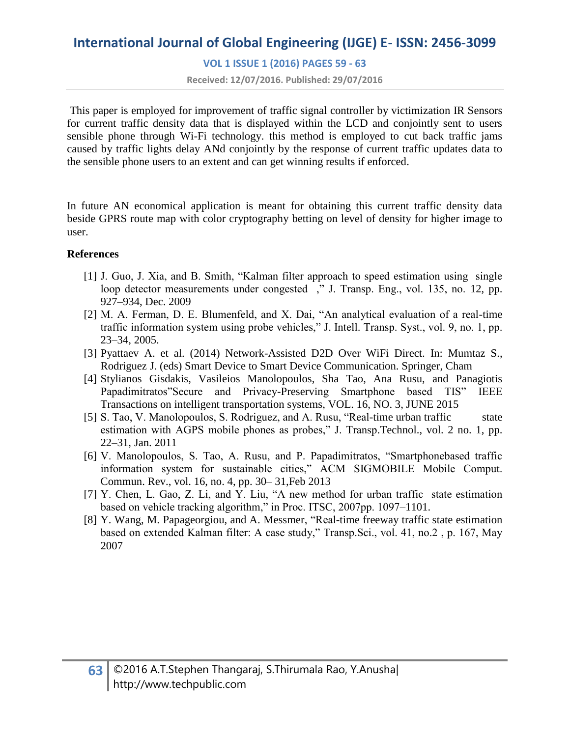This paper is employed for improvement of traffic signal controller by victimization IR Sensors for current traffic density data that is displayed within the LCD and conjointly sent to users sensible phone through Wi-Fi technology. this method is employed to cut back traffic jams caused by traffic lights delay ANd conjointly by the response of current traffic updates data to the sensible phone users to an extent and can get winning results if enforced.

In future AN economical application is meant for obtaining this current traffic density data beside GPRS route map with color cryptography betting on level of density for higher image to user.

**References**

[1] J. Guo, J. Xia, and B. Smith, "Kalman filter approach to speed estimation using single loop detector measurements under congested ," J. Transp. Eng., vol. 135, no. 12, pp. 927–934, Dec. 2009

[2] M. A. Ferman, D. E. Blumenfeld, and X. Dai, "An analytical evaluation of a real-time traffic information system using probe vehicles," J. Intell. Transp. Syst., vol. 9, no. 1, pp. 23–34, 2005.

[3] Pyattaev A. et al. (2014) Network-Assisted D2D Over WiFi Direct. In: Mumtaz S., Rodriguez J. (eds) Smart Device to Smart Device Communication. Springer, Cham

[4] Stylianos Gisdakis, Vasileios Manolopoulos, Sha Tao, Ana Rusu, and Panagiotis Papadimitratos"Secure and Privacy-Preserving Smartphone based TIS" IEEE Transactions on intelligent transportation systems, VOL. 16, NO. 3, JUNE 2015

[5] S. Tao, V. Manolopoulos, S. Rodriguez, and A. Rusu, "Real-time urban traffic state estimation with AGPS mobile phones as probes," J. Transp.Technol., vol. 2 no. 1, pp. 22–31, Jan. 2011

[6] V. Manolopoulos, S. Tao, A. Rusu, and P. Papadimitratos, "Smartphonebased traffic information system for sustainable cities," ACM SIGMOBILE Mobile Comput. Commun. Rev., vol. 16, no. 4, pp. 30– 31,Feb 2013

[7] Y. Chen, L. Gao, Z. Li, and Y. Liu, "A new method for urban traffic state estimation based on vehicle tracking algorithm," in Proc. ITSC, 2007pp. 1097–1101.

[8] Y. Wang, M. Papageorgiou, and A. Messmer, "Real-time freeway traffic state estimation based on extended Kalman filter: A case study," Transp.Sci., vol. 41, no.2 , p. 167, May 2007

©2016 A.T.Stephen Thangaraj, S.Thirumala Rao, Y.Anusha| http://www.techpublic.com